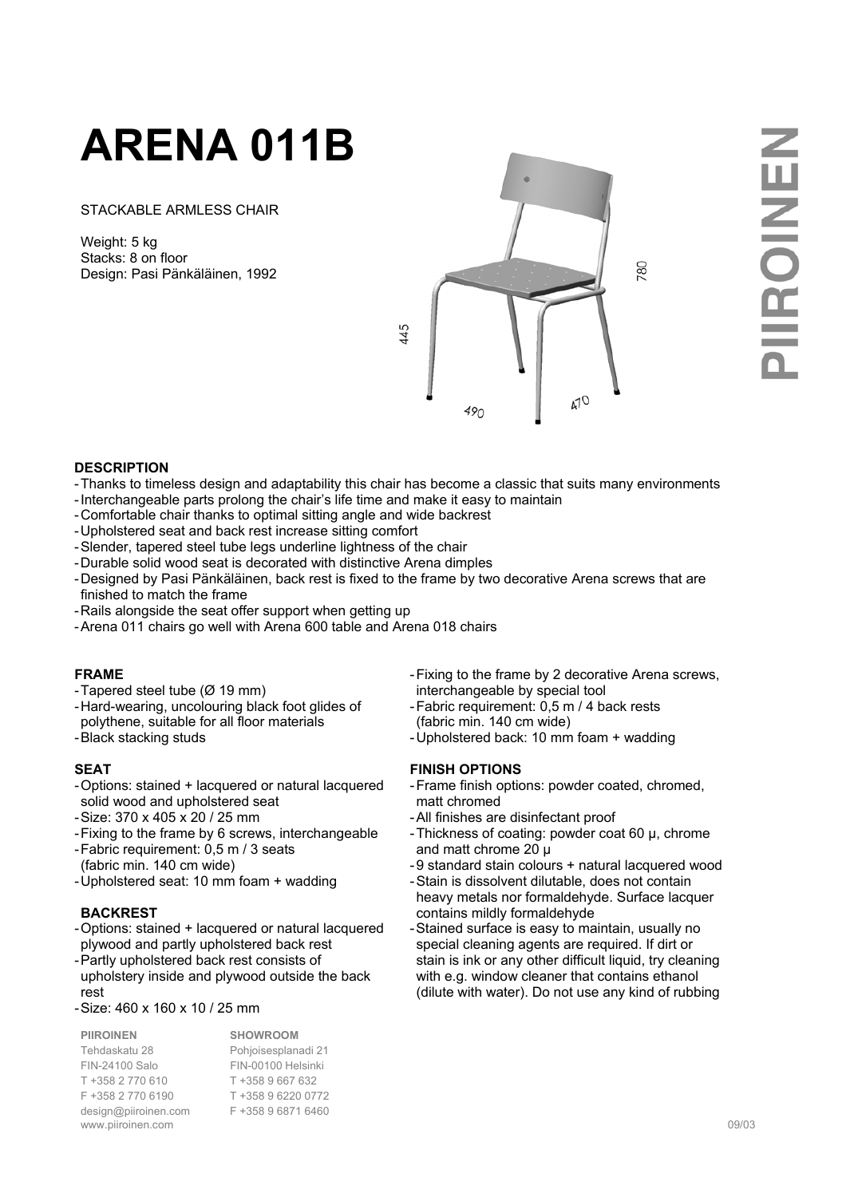# ARENA 011B

STACKABLE ARMLESS CHAIR

Weight: 5 kg
Stacks: 8 on floor
Design: Pasi Pänkäläinen, 1992

780
445
490
470

PIIROINEN

### DESCRIPTION

- Thanks to timeless design and adaptability this chair has become a classic that suits many environments
- Interchangeable parts prolong the chair's life time and make it easy to maintain
- Comfortable chair thanks to optimal sitting angle and wide backrest
- Upholstered seat and back rest increase sitting comfort
- Slender, tapered steel tube legs underline lightness of the chair
- Durable solid wood seat is decorated with distinctive Arena dimples
- Designed by Pasi Pänkäläinen, back rest is fixed to the frame by two decorative Arena screws that are finished to match the frame
- Rails alongside the seat offer support when getting up
- Arena 011 chairs go well with Arena 600 table and Arena 018 chairs

### FRAME

- Tapered steel tube (Ø 19 mm)
- Hard-wearing, uncolouring black foot glides of polythene, suitable for all floor materials
- Black stacking studs

### SEAT

- Options: stained + lacquered or natural lacquered solid wood and upholstered seat
- Size: 370 x 405 x 20 / 25 mm
- Fixing to the frame by 6 screws, interchangeable
- Fabric requirement: 0,5 m / 3 seats (fabric min. 140 cm wide)
- Upholstered seat: 10 mm foam + wadding

### BACKREST

- Options: stained + lacquered or natural lacquered plywood and partly upholstered back rest
- Partly upholstered back rest consists of upholstery inside and plywood outside the back rest
- Size: 460 x 160 x 10 / 25 mm
- Fixing to the frame by 2 decorative Arena screws, interchangeable by special tool
- Fabric requirement: 0,5 m / 4 back rests (fabric min. 140 cm wide)
- Upholstered back: 10 mm foam + wadding

### FINISH OPTIONS

- Frame finish options: powder coated, chromed, matt chromed
- All finishes are disinfectant proof
- Thickness of coating: powder coat 60 µ, chrome and matt chrome 20 µ
- 9 standard stain colours + natural lacquered wood
- Stain is dissolvent dilutable, does not contain heavy metals nor formaldehyde. Surface lacquer contains mildly formaldehyde
- Stained surface is easy to maintain, usually no special cleaning agents are required. If dirt or stain is ink or any other difficult liquid, try cleaning with e.g. window cleaner that contains ethanol (dilute with water). Do not use any kind of rubbing

**PIIROINEN**
Tehdaskatu 28
FIN-24100 Salo
T +358 2 770 610
F +358 2 770 6190
design@piiroinen.com
www.piiroinen.com

**SHOWROOM**
Pohjoisesplanadi 21
FIN-00100 Helsinki
T +358 9 667 632
T +358 9 6220 0772
F +358 9 6871 6460

09/03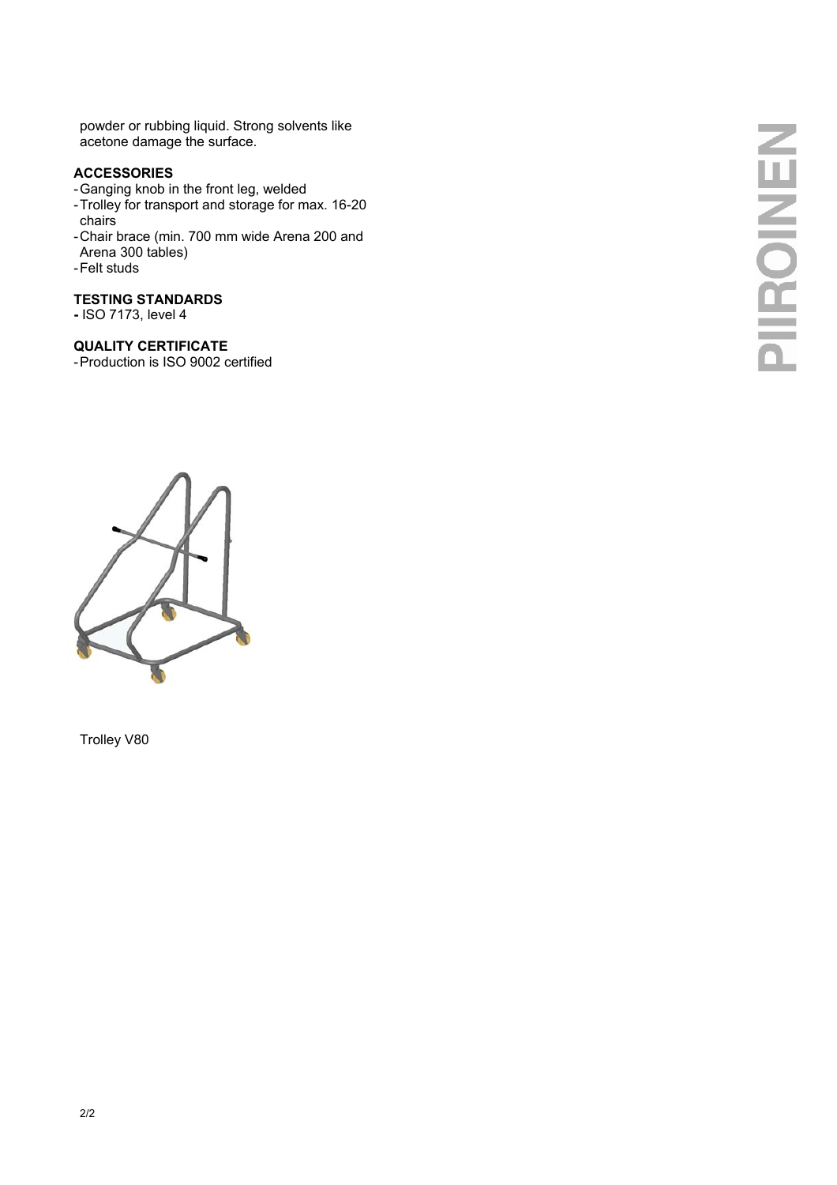powder or rubbing liquid. Strong solvents like acetone damage the surface.

### ACCESSORIES

- Ganging knob in the front leg, welded
- Trolley for transport and storage for max. 16-20 chairs
- Chair brace (min. 700 mm wide Arena 200 and Arena 300 tables)
- Felt studs

### TESTING STANDARDS

- ISO 7173, level 4

### QUALITY CERTIFICATE

- Production is ISO 9002 certified

Trolley V80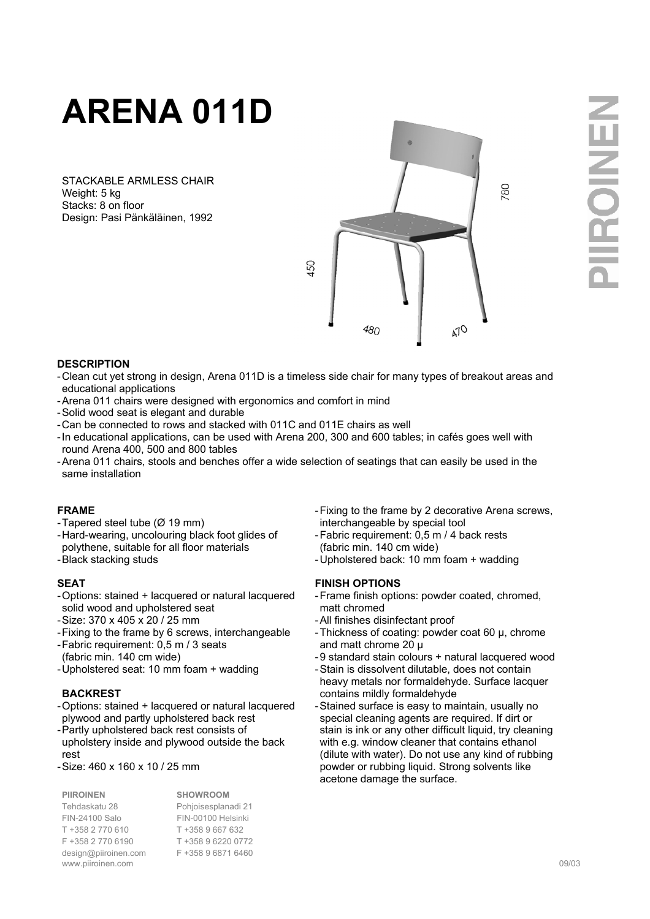# ARENA 011D

STACKABLE ARMLESS CHAIR
Weight: 5 kg
Stacks: 8 on floor
Design: Pasi Pänkäläinen, 1992

780

450

480

470

PIIROINEN

### DESCRIPTION

- Clean cut yet strong in design, Arena 011D is a timeless side chair for many types of breakout areas and educational applications
- Arena 011 chairs were designed with ergonomics and comfort in mind
- Solid wood seat is elegant and durable
- Can be connected to rows and stacked with 011C and 011E chairs as well
- In educational applications, can be used with Arena 200, 300 and 600 tables; in cafés goes well with round Arena 400, 500 and 800 tables
- Arena 011 chairs, stools and benches offer a wide selection of seatings that can easily be used in the same installation

### FRAME

- Tapered steel tube (Ø 19 mm)
- Hard-wearing, uncolouring black foot glides of polythene, suitable for all floor materials
- Black stacking studs

### SEAT

- Options: stained + lacquered or natural lacquered solid wood and upholstered seat
- Size: 370 x 405 x 20 / 25 mm
- Fixing to the frame by 6 screws, interchangeable
- Fabric requirement: 0,5 m / 3 seats (fabric min. 140 cm wide)
- Upholstered seat: 10 mm foam + wadding

### BACKREST

- Options: stained + lacquered or natural lacquered plywood and partly upholstered back rest
- Partly upholstered back rest consists of upholstery inside and plywood outside the back rest
- Size: 460 x 160 x 10 / 25 mm
- Fixing to the frame by 2 decorative Arena screws, interchangeable by special tool
- Fabric requirement: 0,5 m / 4 back rests (fabric min. 140 cm wide)
- Upholstered back: 10 mm foam + wadding

### FINISH OPTIONS

- Frame finish options: powder coated, chromed, matt chromed
- All finishes disinfectant proof
- Thickness of coating: powder coat 60 μ, chrome and matt chrome 20 μ
- 9 standard stain colours + natural lacquered wood
- Stain is dissolvent dilutable, does not contain heavy metals nor formaldehyde. Surface lacquer contains mildly formaldehyde
- Stained surface is easy to maintain, usually no special cleaning agents are required. If dirt or stain is ink or any other difficult liquid, try cleaning with e.g. window cleaner that contains ethanol (dilute with water). Do not use any kind of rubbing powder or rubbing liquid. Strong solvents like acetone damage the surface.

**PIIROINEN**
Tehdaskatu 28
FIN-24100 Salo
T +358 2 770 610
F +358 2 770 6190
design@piiroinen.com
www.piiroinen.com

**SHOWROOM**
Pohjoisesplanadi 21
FIN-00100 Helsinki
T +358 9 667 632
T +358 9 6220 0772
F +358 9 6871 6460

09/03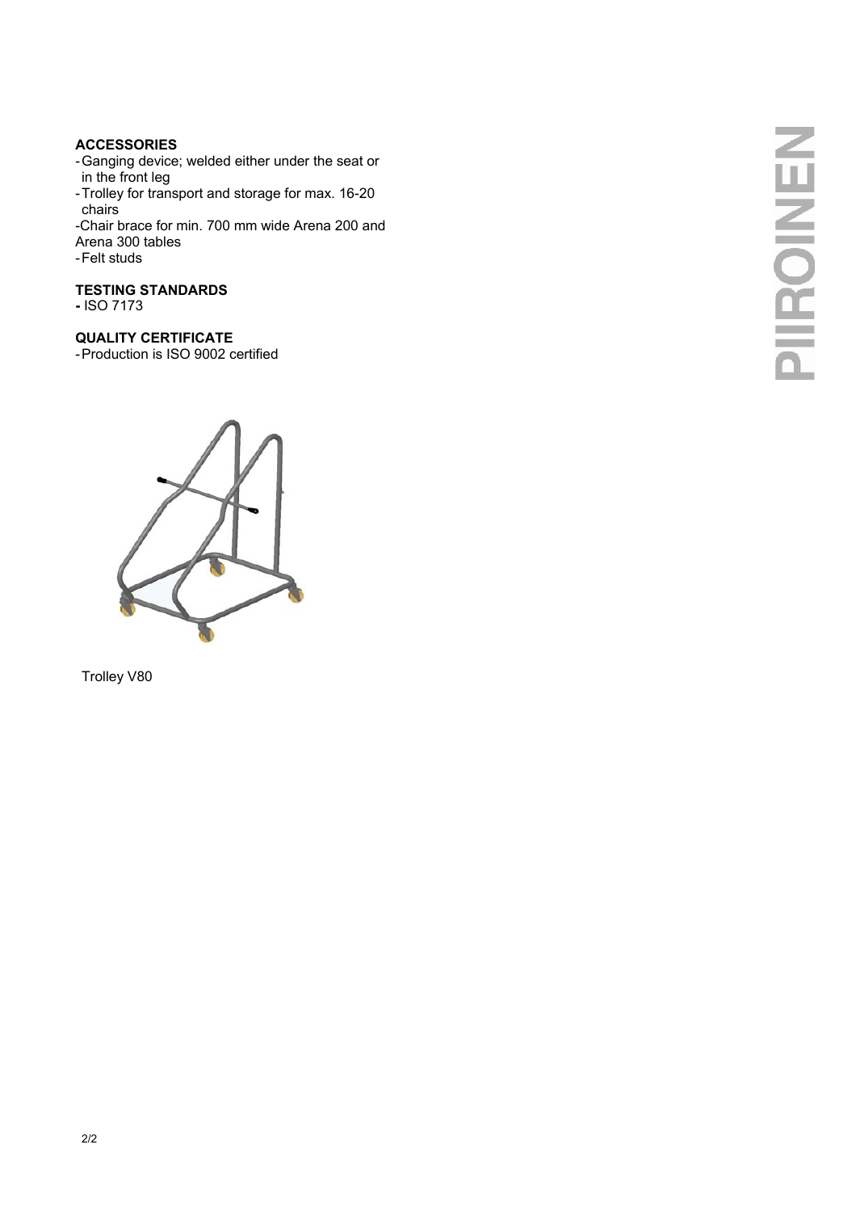**ACCESSORIES**

- Ganging device; welded either under the seat or in the front leg
- Trolley for transport and storage for max. 16-20 chairs
- Chair brace for min. 700 mm wide Arena 200 and Arena 300 tables
- Felt studs

**TESTING STANDARDS**

- ISO 7173

**QUALITY CERTIFICATE**

- Production is ISO 9002 certified

Trolley V80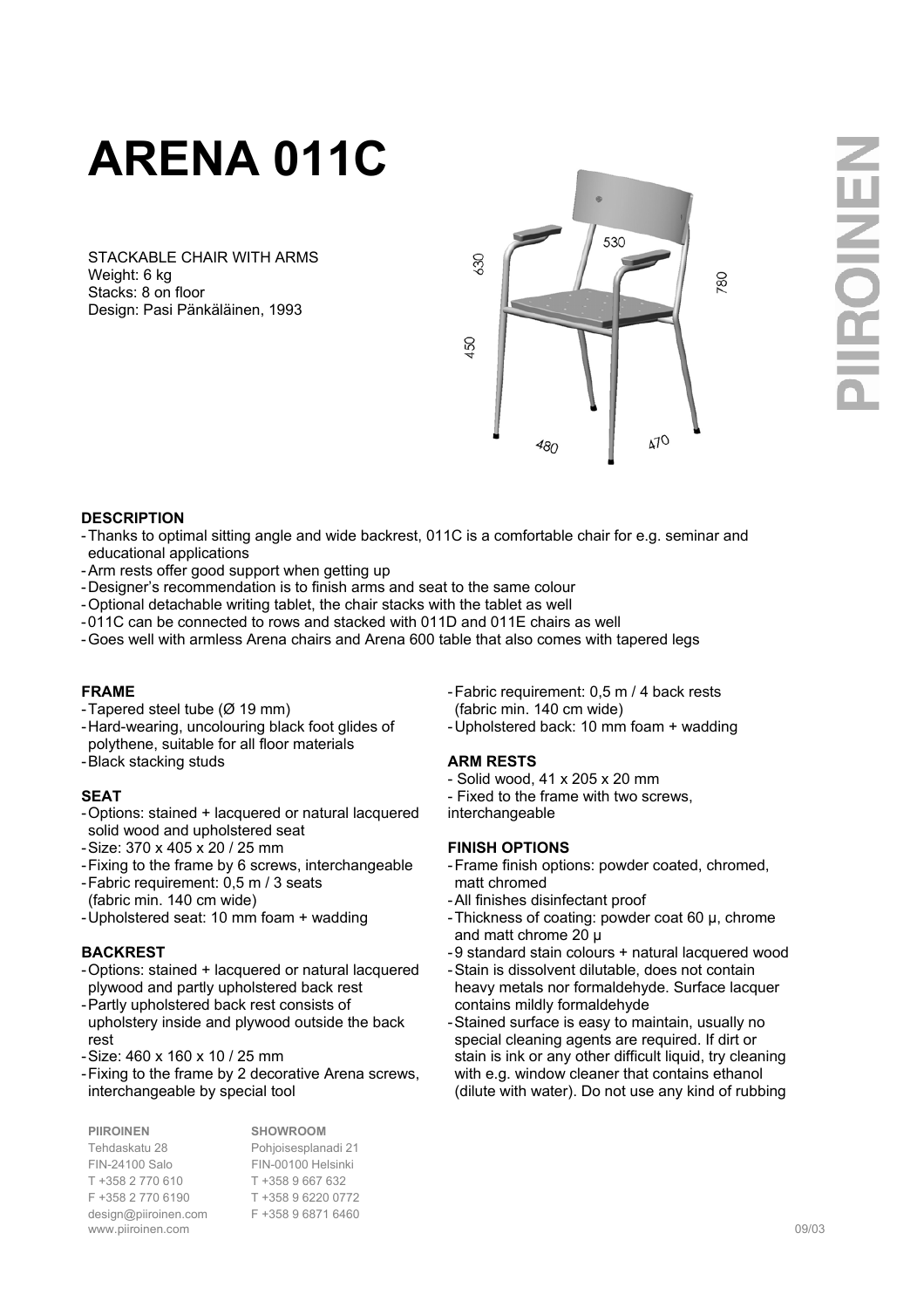# ARENA 011C

STACKABLE CHAIR WITH ARMS
Weight: 6 kg
Stacks: 8 on floor
Design: Pasi Pänkäläinen, 1993

530
630
780
450
480
470

PIIROINEN

### DESCRIPTION

- Thanks to optimal sitting angle and wide backrest, 011C is a comfortable chair for e.g. seminar and educational applications
- Arm rests offer good support when getting up
- Designer's recommendation is to finish arms and seat to the same colour
- Optional detachable writing tablet, the chair stacks with the tablet as well
- 011C can be connected to rows and stacked with 011D and 011E chairs as well
- Goes well with armless Arena chairs and Arena 600 table that also comes with tapered legs

### FRAME

- Tapered steel tube (Ø 19 mm)
- Hard-wearing, uncolouring black foot glides of polythene, suitable for all floor materials
- Black stacking studs

### SEAT

- Options: stained + lacquered or natural lacquered solid wood and upholstered seat
- Size: 370 x 405 x 20 / 25 mm
- Fixing to the frame by 6 screws, interchangeable
- Fabric requirement: 0,5 m / 3 seats (fabric min. 140 cm wide)
- Upholstered seat: 10 mm foam + wadding

### BACKREST

- Options: stained + lacquered or natural lacquered plywood and partly upholstered back rest
- Partly upholstered back rest consists of upholstery inside and plywood outside the back rest
- Size: 460 x 160 x 10 / 25 mm
- Fixing to the frame by 2 decorative Arena screws, interchangeable by special tool
- Fabric requirement: 0,5 m / 4 back rests (fabric min. 140 cm wide)
- Upholstered back: 10 mm foam + wadding

### ARM RESTS

- Solid wood, 41 x 205 x 20 mm
- Fixed to the frame with two screws, interchangeable

### FINISH OPTIONS

- Frame finish options: powder coated, chromed, matt chromed
- All finishes disinfectant proof
- Thickness of coating: powder coat 60 µ, chrome and matt chrome 20 µ
- 9 standard stain colours + natural lacquered wood
- Stain is dissolvent dilutable, does not contain heavy metals nor formaldehyde. Surface lacquer contains mildly formaldehyde
- Stained surface is easy to maintain, usually no special cleaning agents are required. If dirt or stain is ink or any other difficult liquid, try cleaning with e.g. window cleaner that contains ethanol (dilute with water). Do not use any kind of rubbing

**PIIROINEN**
Tehdaskatu 28
FIN-24100 Salo
T +358 2 770 610
F +358 2 770 6190
design@piiroinen.com
www.piiroinen.com

**SHOWROOM**
Pohjoisesplanadi 21
FIN-00100 Helsinki
T +358 9 667 632
T +358 9 6220 0772
F +358 9 6871 6460

09/03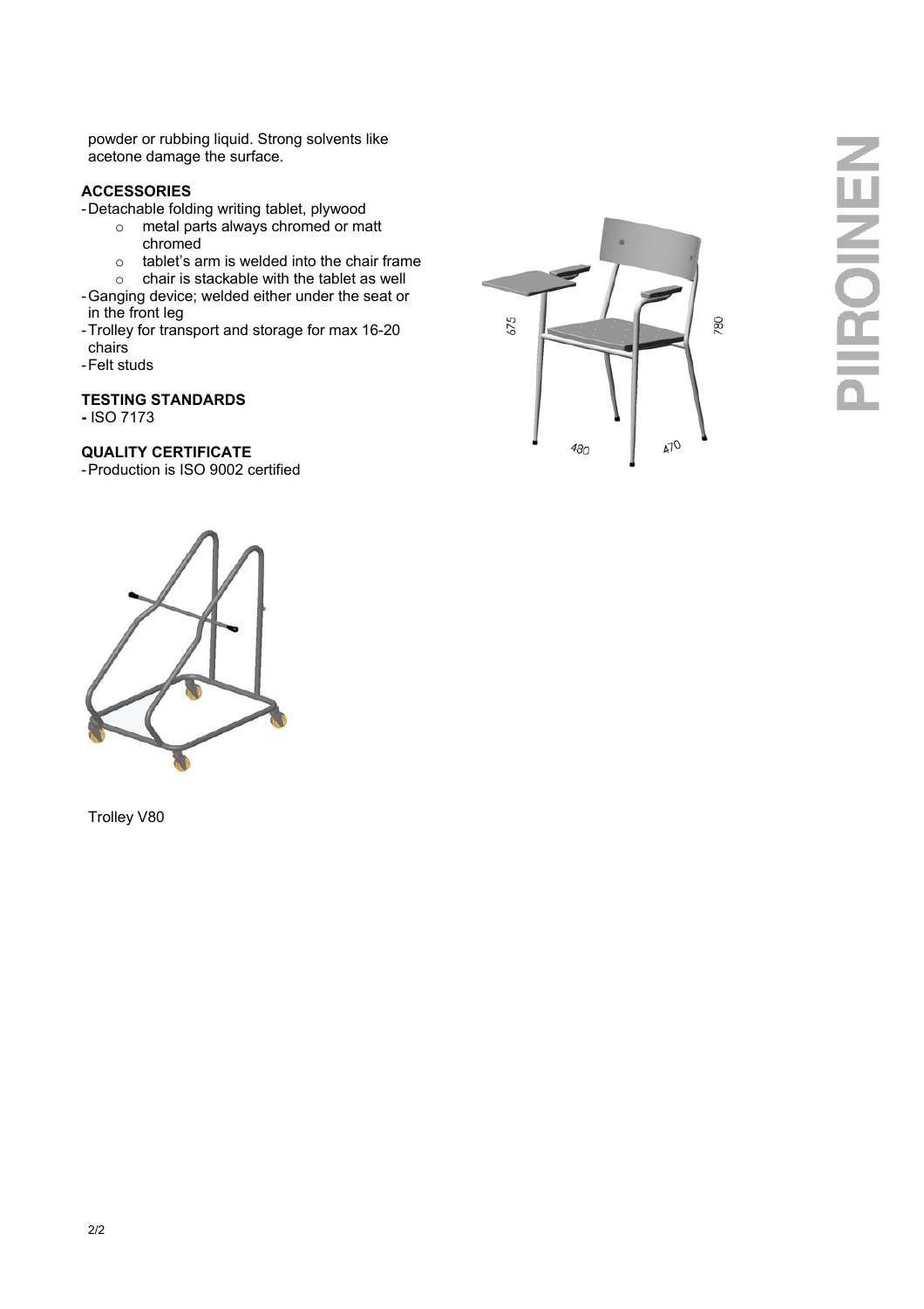powder or rubbing liquid. Strong solvents like acetone damage the surface.

**ACCESSORIES**

- Detachable folding writing tablet, plywood
  - metal parts always chromed or matt chromed
  - tablet's arm is welded into the chair frame
  - chair is stackable with the tablet as well
- Ganging device; welded either under the seat or in the front leg
- Trolley for transport and storage for max 16-20 chairs
- Felt studs

**TESTING STANDARDS**

- ISO 7173

**QUALITY CERTIFICATE**

- Production is ISO 9002 certified

675
780
480
470

Trolley V80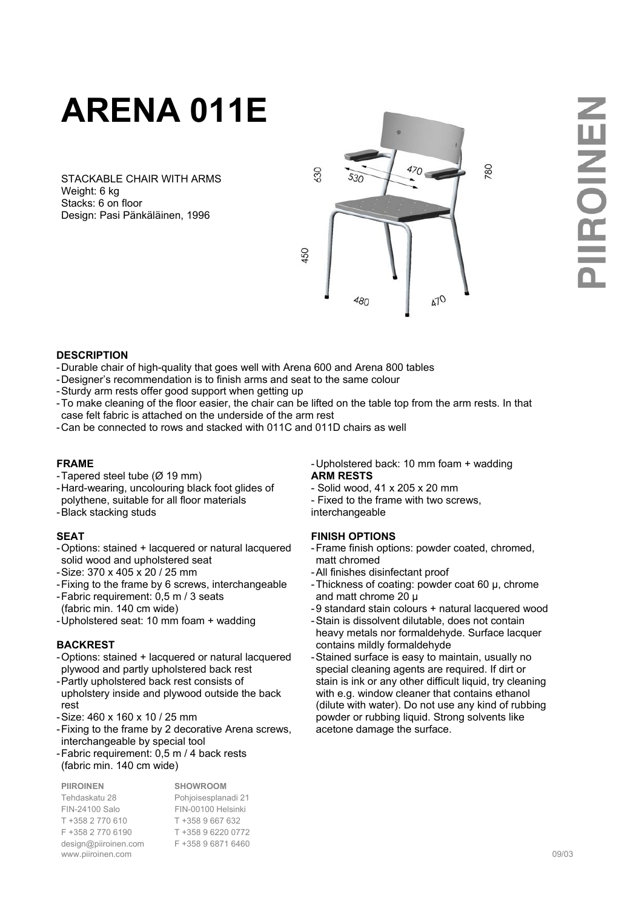# ARENA 011E

STACKABLE CHAIR WITH ARMS
Weight: 6 kg
Stacks: 6 on floor
Design: Pasi Pänkäläinen, 1996

630
470
530
780
450
480
470

PIIROINEN

### DESCRIPTION

- Durable chair of high-quality that goes well with Arena 600 and Arena 800 tables
- Designer's recommendation is to finish arms and seat to the same colour
- Sturdy arm rests offer good support when getting up
- To make cleaning of the floor easier, the chair can be lifted on the table top from the arm rests. In that case felt fabric is attached on the underside of the arm rest
- Can be connected to rows and stacked with 011C and 011D chairs as well

### FRAME

- Tapered steel tube (Ø 19 mm)
- Hard-wearing, uncolouring black foot glides of polythene, suitable for all floor materials
- Black stacking studs

### SEAT

- Options: stained + lacquered or natural lacquered solid wood and upholstered seat
- Size: 370 x 405 x 20 / 25 mm
- Fixing to the frame by 6 screws, interchangeable
- Fabric requirement: 0,5 m / 3 seats (fabric min. 140 cm wide)
- Upholstered seat: 10 mm foam + wadding

### BACKREST

- Options: stained + lacquered or natural lacquered plywood and partly upholstered back rest
- Partly upholstered back rest consists of upholstery inside and plywood outside the back rest
- Size: 460 x 160 x 10 / 25 mm
- Fixing to the frame by 2 decorative Arena screws, interchangeable by special tool
- Fabric requirement: 0,5 m / 4 back rests (fabric min. 140 cm wide)
- Upholstered back: 10 mm foam + wadding

### ARM RESTS

- Solid wood, 41 x 205 x 20 mm
- Fixed to the frame with two screws, interchangeable

### FINISH OPTIONS

- Frame finish options: powder coated, chromed, matt chromed
- All finishes disinfectant proof
- Thickness of coating: powder coat 60 µ, chrome and matt chrome 20 µ
- 9 standard stain colours + natural lacquered wood
- Stain is dissolvent dilutable, does not contain heavy metals nor formaldehyde. Surface lacquer contains mildly formaldehyde
- Stained surface is easy to maintain, usually no special cleaning agents are required. If dirt or stain is ink or any other difficult liquid, try cleaning with e.g. window cleaner that contains ethanol (dilute with water). Do not use any kind of rubbing powder or rubbing liquid. Strong solvents like acetone damage the surface.

**PIIROINEN**
Tehdaskatu 28
FIN-24100 Salo
T +358 2 770 610
F +358 2 770 6190
design@piiroinen.com
www.piiroinen.com

**SHOWROOM**
Pohjoisesplanadi 21
FIN-00100 Helsinki
T +358 9 667 632
T +358 9 6220 0772
F +358 9 6871 6460

09/03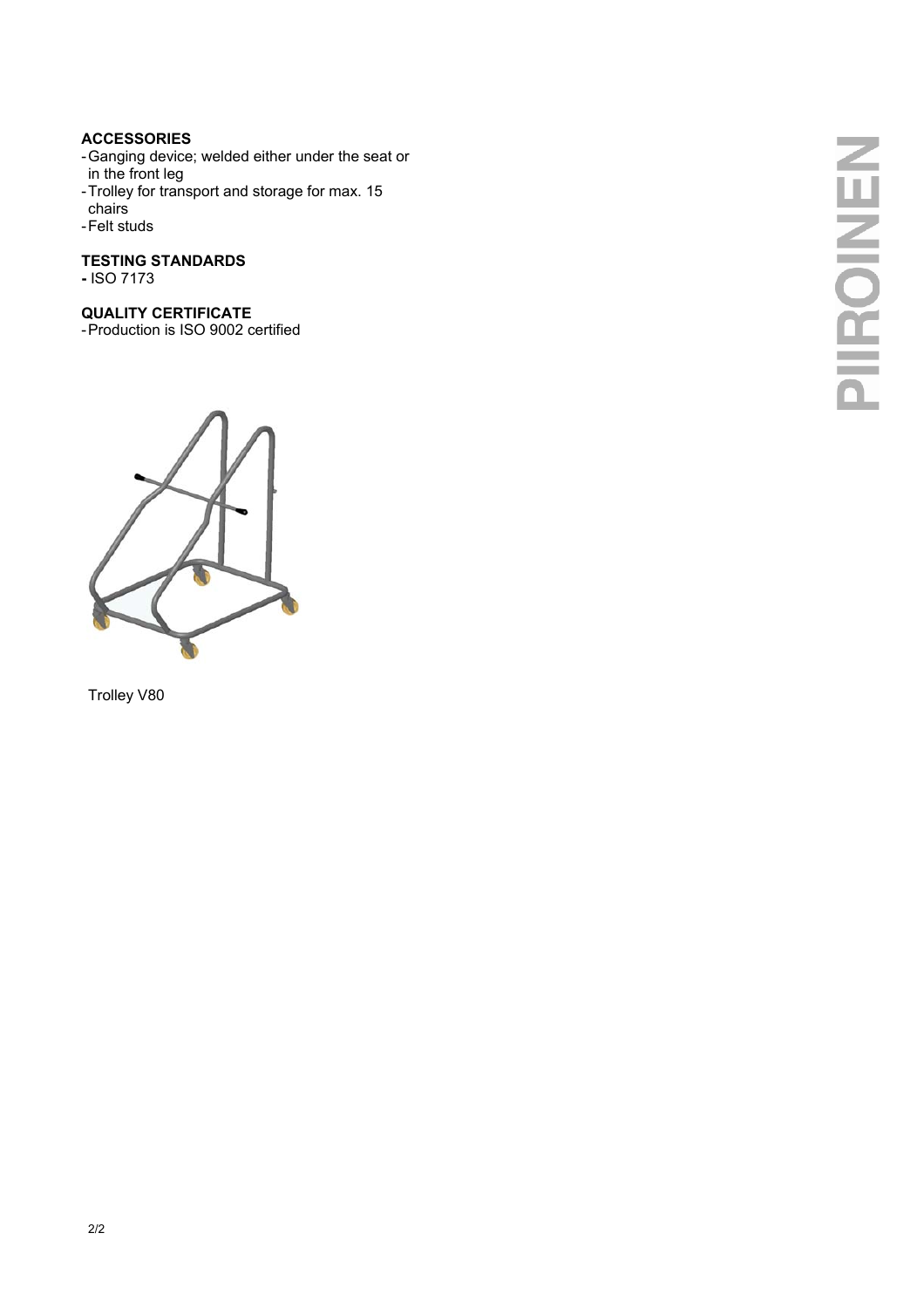**ACCESSORIES**
- Ganging device; welded either under the seat or in the front leg
- Trolley for transport and storage for max. 15 chairs
- Felt studs

**TESTING STANDARDS**
- ISO 7173

**QUALITY CERTIFICATE**
- Production is ISO 9002 certified

Trolley V80

PIIROINEN